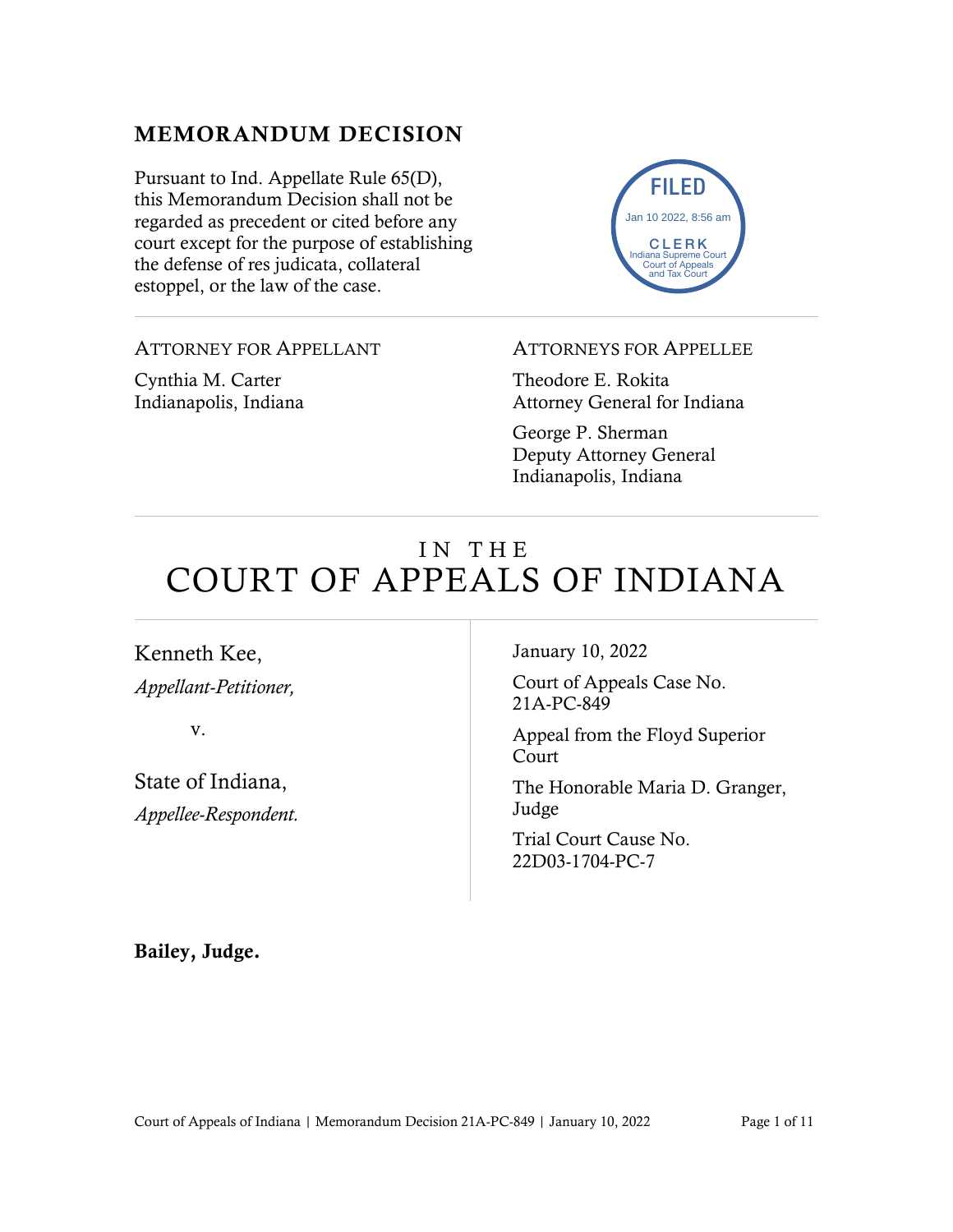## MEMORANDUM DECISION

Pursuant to Ind. Appellate Rule 65(D), this Memorandum Decision shall not be regarded as precedent or cited before any court except for the purpose of establishing the defense of res judicata, collateral estoppel, or the law of the case.

FILED
Jan 10 2022, 8:56 am
CLERK
Indiana Supreme Court
Court of Appeals
and Tax Court

ATTORNEY FOR APPELLANT

Cynthia M. Carter
Indianapolis, Indiana

ATTORNEYS FOR APPELLEE

Theodore E. Rokita
Attorney General for Indiana

George P. Sherman
Deputy Attorney General
Indianapolis, Indiana

# IN THE COURT OF APPEALS OF INDIANA

Kenneth Kee,
*Appellant-Petitioner,*

v.

State of Indiana,
*Appellee-Respondent.*

January 10, 2022

Court of Appeals Case No. 21A-PC-849

Appeal from the Floyd Superior Court

The Honorable Maria D. Granger, Judge

Trial Court Cause No. 22D03-1704-PC-7

**Bailey, Judge.**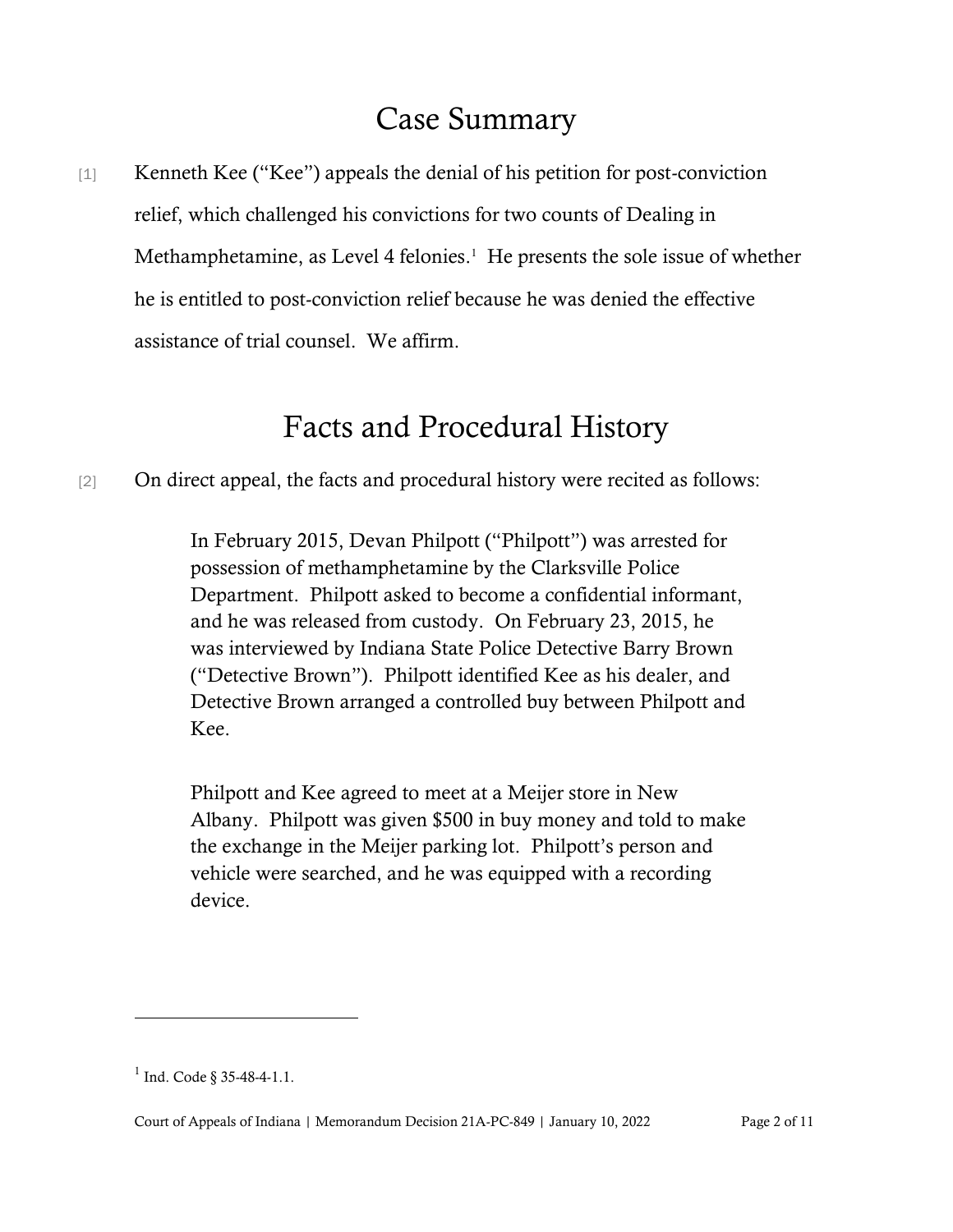# Case Summary

[1] Kenneth Kee ("Kee") appeals the denial of his petition for post-conviction relief, which challenged his convictions for two counts of Dealing in Methamphetamine, as Level 4 felonies.[1] He presents the sole issue of whether he is entitled to post-conviction relief because he was denied the effective assistance of trial counsel. We affirm.

# Facts and Procedural History

[2] On direct appeal, the facts and procedural history were recited as follows:

> In February 2015, Devan Philpott ("Philpott") was arrested for possession of methamphetamine by the Clarksville Police Department. Philpott asked to become a confidential informant, and he was released from custody. On February 23, 2015, he was interviewed by Indiana State Police Detective Barry Brown ("Detective Brown"). Philpott identified Kee as his dealer, and Detective Brown arranged a controlled buy between Philpott and Kee.
>
> Philpott and Kee agreed to meet at a Meijer store in New Albany. Philpott was given $500 in buy money and told to make the exchange in the Meijer parking lot. Philpott's person and vehicle were searched, and he was equipped with a recording device.

---

[1] Ind. Code § 35-48-4-1.1.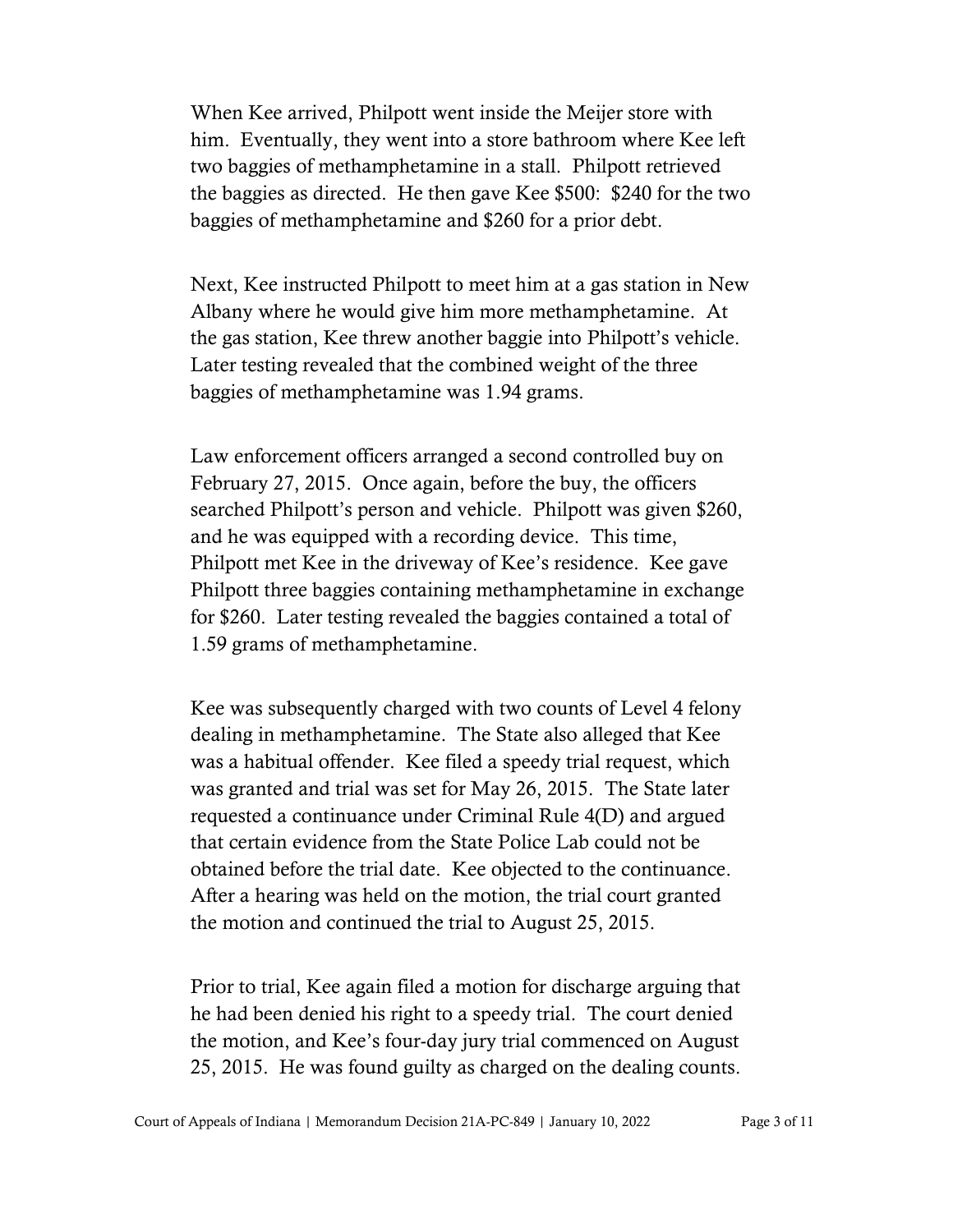When Kee arrived, Philpott went inside the Meijer store with him. Eventually, they went into a store bathroom where Kee left two baggies of methamphetamine in a stall. Philpott retrieved the baggies as directed. He then gave Kee $500: $240 for the two baggies of methamphetamine and $260 for a prior debt.

Next, Kee instructed Philpott to meet him at a gas station in New Albany where he would give him more methamphetamine. At the gas station, Kee threw another baggie into Philpott's vehicle. Later testing revealed that the combined weight of the three baggies of methamphetamine was 1.94 grams.

Law enforcement officers arranged a second controlled buy on February 27, 2015. Once again, before the buy, the officers searched Philpott's person and vehicle. Philpott was given $260, and he was equipped with a recording device. This time, Philpott met Kee in the driveway of Kee's residence. Kee gave Philpott three baggies containing methamphetamine in exchange for $260. Later testing revealed the baggies contained a total of 1.59 grams of methamphetamine.

Kee was subsequently charged with two counts of Level 4 felony dealing in methamphetamine. The State also alleged that Kee was a habitual offender. Kee filed a speedy trial request, which was granted and trial was set for May 26, 2015. The State later requested a continuance under Criminal Rule 4(D) and argued that certain evidence from the State Police Lab could not be obtained before the trial date. Kee objected to the continuance. After a hearing was held on the motion, the trial court granted the motion and continued the trial to August 25, 2015.

Prior to trial, Kee again filed a motion for discharge arguing that he had been denied his right to a speedy trial. The court denied the motion, and Kee's four-day jury trial commenced on August 25, 2015. He was found guilty as charged on the dealing counts.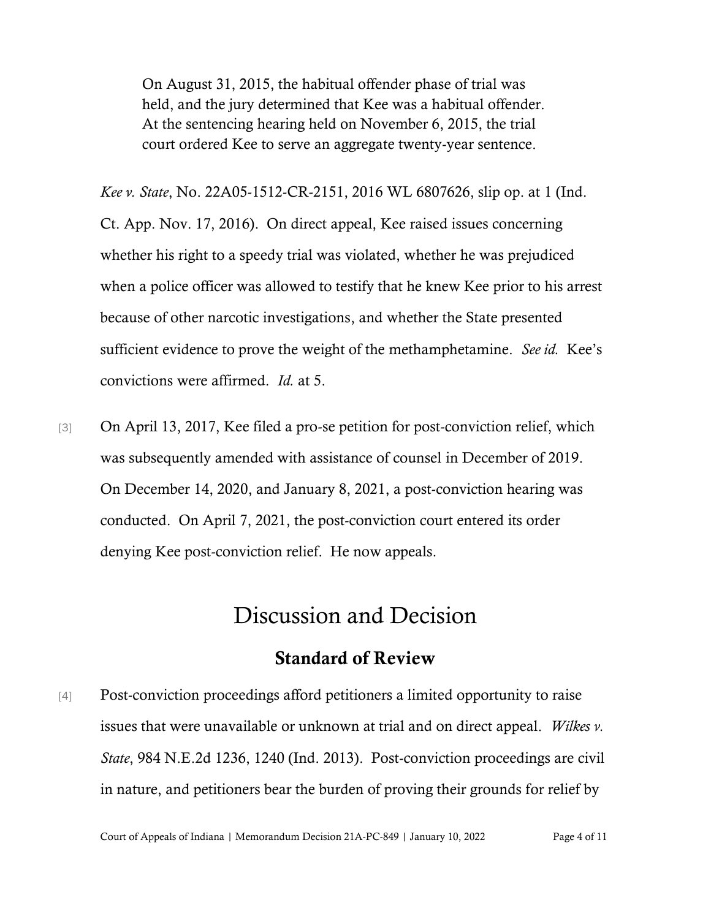> On August 31, 2015, the habitual offender phase of trial was held, and the jury determined that Kee was a habitual offender. At the sentencing hearing held on November 6, 2015, the trial court ordered Kee to serve an aggregate twenty-year sentence.

*Kee v. State*, No. 22A05-1512-CR-2151, 2016 WL 6807626, slip op. at 1 (Ind. Ct. App. Nov. 17, 2016). On direct appeal, Kee raised issues concerning whether his right to a speedy trial was violated, whether he was prejudiced when a police officer was allowed to testify that he knew Kee prior to his arrest because of other narcotic investigations, and whether the State presented sufficient evidence to prove the weight of the methamphetamine. *See id.* Kee's convictions were affirmed. *Id.* at 5.

[3] On April 13, 2017, Kee filed a pro-se petition for post-conviction relief, which was subsequently amended with assistance of counsel in December of 2019. On December 14, 2020, and January 8, 2021, a post-conviction hearing was conducted. On April 7, 2021, the post-conviction court entered its order denying Kee post-conviction relief. He now appeals.

# Discussion and Decision

## Standard of Review

[4] Post-conviction proceedings afford petitioners a limited opportunity to raise issues that were unavailable or unknown at trial and on direct appeal. *Wilkes v. State*, 984 N.E.2d 1236, 1240 (Ind. 2013). Post-conviction proceedings are civil in nature, and petitioners bear the burden of proving their grounds for relief by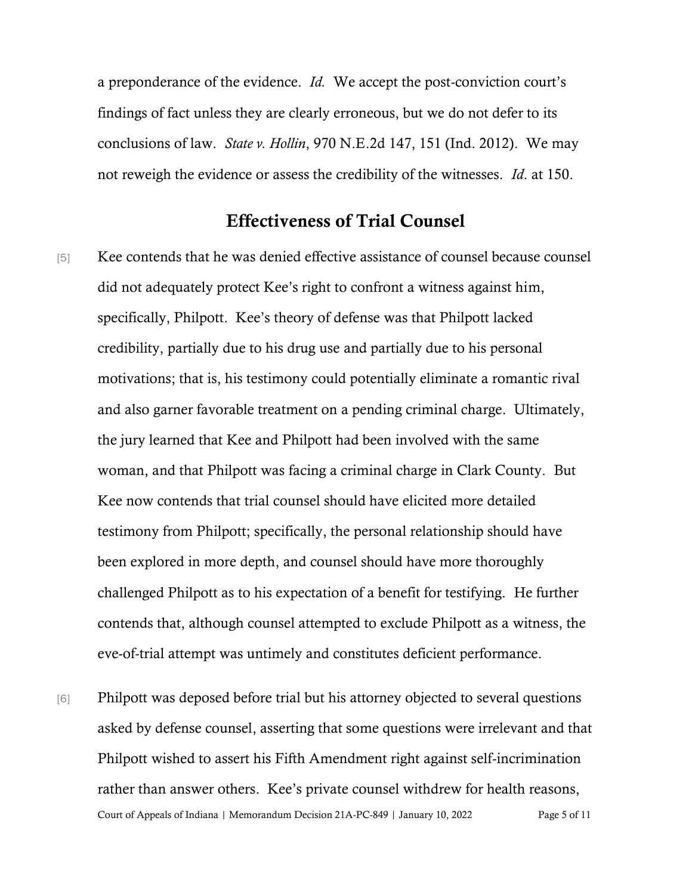a preponderance of the evidence. *Id.* We accept the post-conviction court's findings of fact unless they are clearly erroneous, but we do not defer to its conclusions of law. *State v. Hollin*, 970 N.E.2d 147, 151 (Ind. 2012). We may not reweigh the evidence or assess the credibility of the witnesses. *Id*. at 150.

## Effectiveness of Trial Counsel

[5] Kee contends that he was denied effective assistance of counsel because counsel did not adequately protect Kee's right to confront a witness against him, specifically, Philpott. Kee's theory of defense was that Philpott lacked credibility, partially due to his drug use and partially due to his personal motivations; that is, his testimony could potentially eliminate a romantic rival and also garner favorable treatment on a pending criminal charge. Ultimately, the jury learned that Kee and Philpott had been involved with the same woman, and that Philpott was facing a criminal charge in Clark County. But Kee now contends that trial counsel should have elicited more detailed testimony from Philpott; specifically, the personal relationship should have been explored in more depth, and counsel should have more thoroughly challenged Philpott as to his expectation of a benefit for testifying. He further contends that, although counsel attempted to exclude Philpott as a witness, the eve-of-trial attempt was untimely and constitutes deficient performance.

[6] Philpott was deposed before trial but his attorney objected to several questions asked by defense counsel, asserting that some questions were irrelevant and that Philpott wished to assert his Fifth Amendment right against self-incrimination rather than answer others. Kee's private counsel withdrew for health reasons,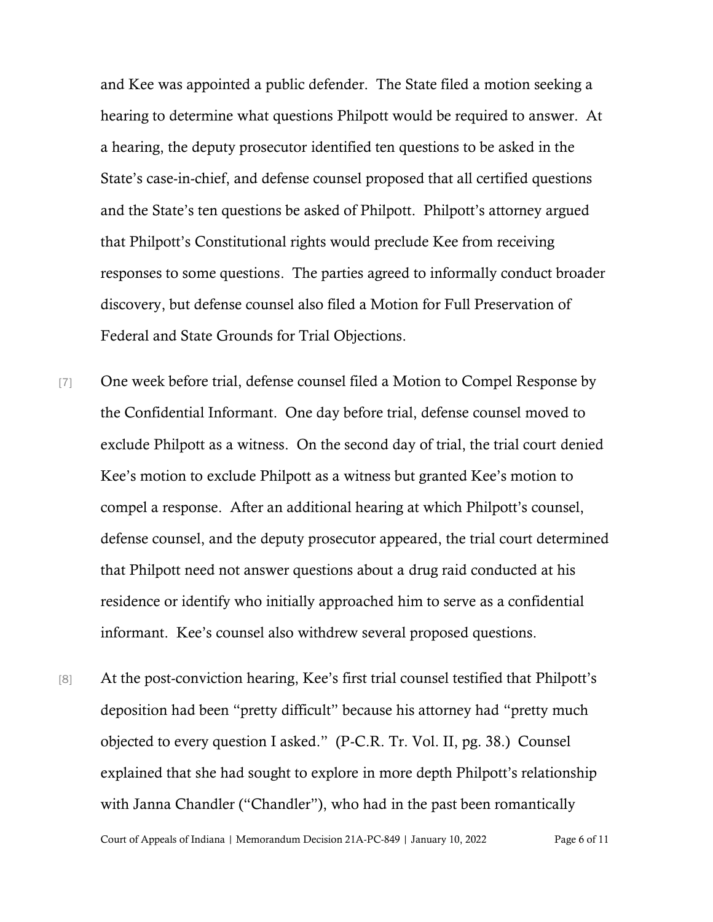and Kee was appointed a public defender. The State filed a motion seeking a hearing to determine what questions Philpott would be required to answer. At a hearing, the deputy prosecutor identified ten questions to be asked in the State's case-in-chief, and defense counsel proposed that all certified questions and the State's ten questions be asked of Philpott. Philpott's attorney argued that Philpott's Constitutional rights would preclude Kee from receiving responses to some questions. The parties agreed to informally conduct broader discovery, but defense counsel also filed a Motion for Full Preservation of Federal and State Grounds for Trial Objections.

[7] One week before trial, defense counsel filed a Motion to Compel Response by the Confidential Informant. One day before trial, defense counsel moved to exclude Philpott as a witness. On the second day of trial, the trial court denied Kee's motion to exclude Philpott as a witness but granted Kee's motion to compel a response. After an additional hearing at which Philpott's counsel, defense counsel, and the deputy prosecutor appeared, the trial court determined that Philpott need not answer questions about a drug raid conducted at his residence or identify who initially approached him to serve as a confidential informant. Kee's counsel also withdrew several proposed questions.

[8] At the post-conviction hearing, Kee's first trial counsel testified that Philpott's deposition had been "pretty difficult" because his attorney had "pretty much objected to every question I asked." (P-C.R. Tr. Vol. II, pg. 38.) Counsel explained that she had sought to explore in more depth Philpott's relationship with Janna Chandler ("Chandler"), who had in the past been romantically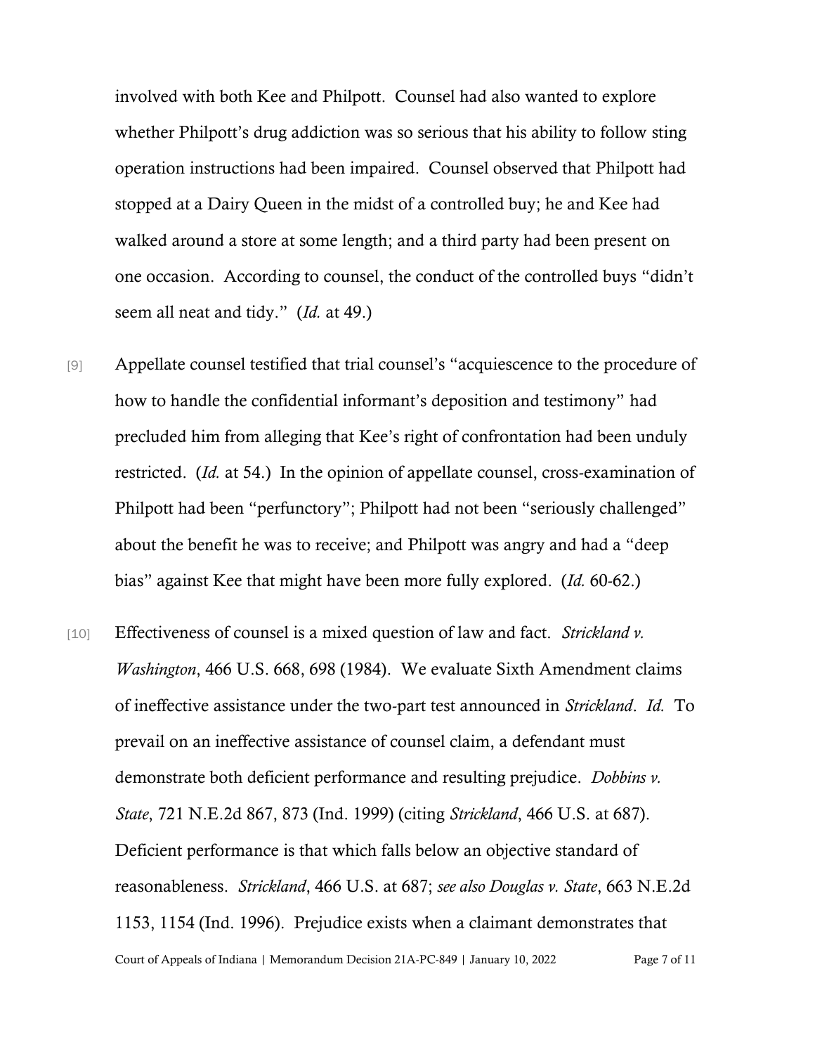involved with both Kee and Philpott. Counsel had also wanted to explore whether Philpott's drug addiction was so serious that his ability to follow sting operation instructions had been impaired. Counsel observed that Philpott had stopped at a Dairy Queen in the midst of a controlled buy; he and Kee had walked around a store at some length; and a third party had been present on one occasion. According to counsel, the conduct of the controlled buys "didn't seem all neat and tidy." (*Id.* at 49.)

[9] Appellate counsel testified that trial counsel's "acquiescence to the procedure of how to handle the confidential informant's deposition and testimony" had precluded him from alleging that Kee's right of confrontation had been unduly restricted. (*Id.* at 54.) In the opinion of appellate counsel, cross-examination of Philpott had been "perfunctory"; Philpott had not been "seriously challenged" about the benefit he was to receive; and Philpott was angry and had a "deep bias" against Kee that might have been more fully explored. (*Id.* 60-62.)

[10] Effectiveness of counsel is a mixed question of law and fact. *Strickland v. Washington*, 466 U.S. 668, 698 (1984). We evaluate Sixth Amendment claims of ineffective assistance under the two-part test announced in *Strickland*. *Id.* To prevail on an ineffective assistance of counsel claim, a defendant must demonstrate both deficient performance and resulting prejudice. *Dobbins v. State*, 721 N.E.2d 867, 873 (Ind. 1999) (citing *Strickland*, 466 U.S. at 687). Deficient performance is that which falls below an objective standard of reasonableness. *Strickland*, 466 U.S. at 687; *see also Douglas v. State*, 663 N.E.2d 1153, 1154 (Ind. 1996). Prejudice exists when a claimant demonstrates that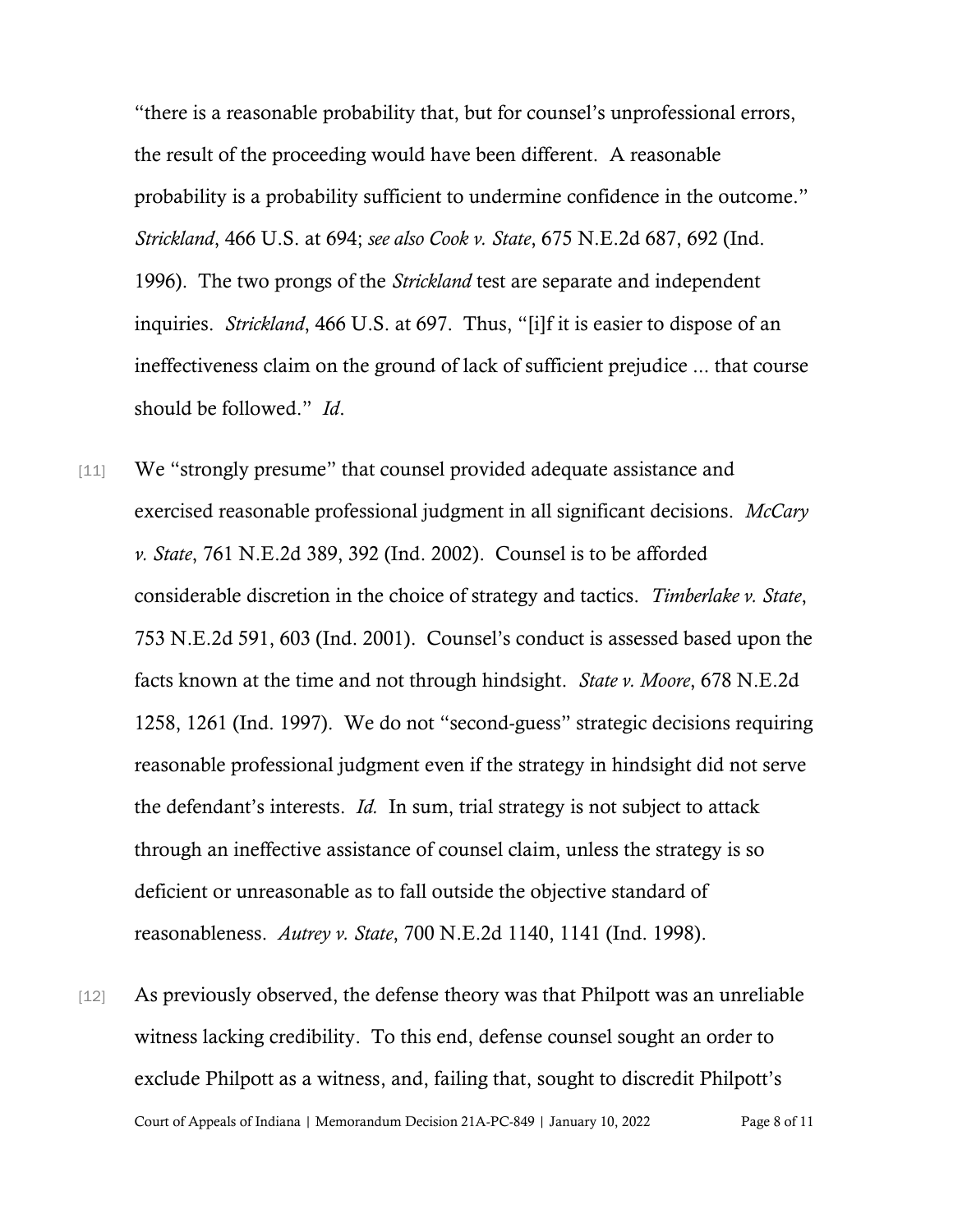"there is a reasonable probability that, but for counsel's unprofessional errors, the result of the proceeding would have been different. A reasonable probability is a probability sufficient to undermine confidence in the outcome." *Strickland*, 466 U.S. at 694; *see also Cook v. State*, 675 N.E.2d 687, 692 (Ind. 1996). The two prongs of the *Strickland* test are separate and independent inquiries. *Strickland*, 466 U.S. at 697. Thus, "[i]f it is easier to dispose of an ineffectiveness claim on the ground of lack of sufficient prejudice ... that course should be followed." *Id*.

[11] We "strongly presume" that counsel provided adequate assistance and exercised reasonable professional judgment in all significant decisions. *McCary v. State*, 761 N.E.2d 389, 392 (Ind. 2002). Counsel is to be afforded considerable discretion in the choice of strategy and tactics. *Timberlake v. State*, 753 N.E.2d 591, 603 (Ind. 2001). Counsel's conduct is assessed based upon the facts known at the time and not through hindsight. *State v. Moore*, 678 N.E.2d 1258, 1261 (Ind. 1997). We do not "second-guess" strategic decisions requiring reasonable professional judgment even if the strategy in hindsight did not serve the defendant's interests. *Id.* In sum, trial strategy is not subject to attack through an ineffective assistance of counsel claim, unless the strategy is so deficient or unreasonable as to fall outside the objective standard of reasonableness. *Autrey v. State*, 700 N.E.2d 1140, 1141 (Ind. 1998).

[12] As previously observed, the defense theory was that Philpott was an unreliable witness lacking credibility. To this end, defense counsel sought an order to exclude Philpott as a witness, and, failing that, sought to discredit Philpott's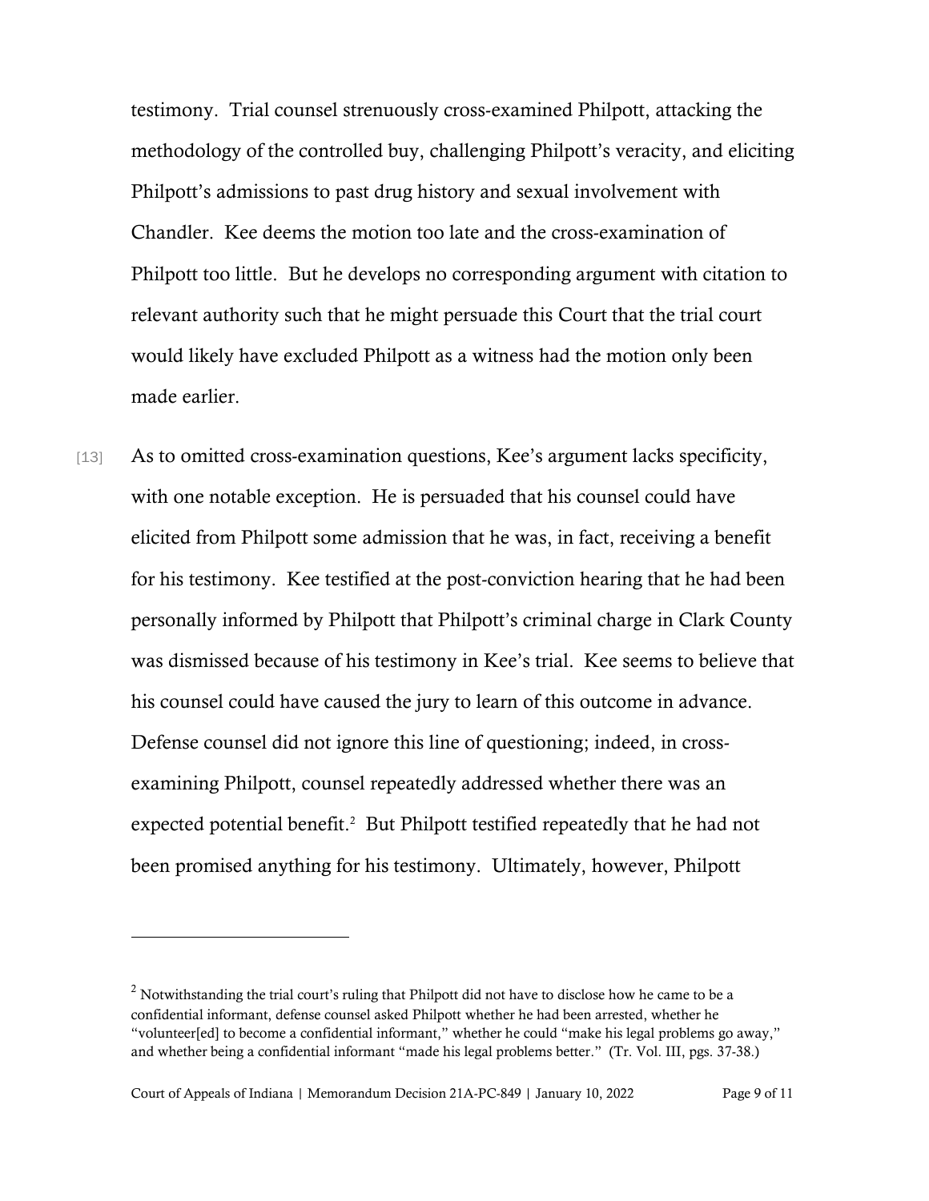testimony. Trial counsel strenuously cross-examined Philpott, attacking the methodology of the controlled buy, challenging Philpott's veracity, and eliciting Philpott's admissions to past drug history and sexual involvement with Chandler. Kee deems the motion too late and the cross-examination of Philpott too little. But he develops no corresponding argument with citation to relevant authority such that he might persuade this Court that the trial court would likely have excluded Philpott as a witness had the motion only been made earlier.

[13] As to omitted cross-examination questions, Kee's argument lacks specificity, with one notable exception. He is persuaded that his counsel could have elicited from Philpott some admission that he was, in fact, receiving a benefit for his testimony. Kee testified at the post-conviction hearing that he had been personally informed by Philpott that Philpott's criminal charge in Clark County was dismissed because of his testimony in Kee's trial. Kee seems to believe that his counsel could have caused the jury to learn of this outcome in advance. Defense counsel did not ignore this line of questioning; indeed, in cross-examining Philpott, counsel repeatedly addressed whether there was an expected potential benefit.[2] But Philpott testified repeatedly that he had not been promised anything for his testimony. Ultimately, however, Philpott

[2] Notwithstanding the trial court's ruling that Philpott did not have to disclose how he came to be a confidential informant, defense counsel asked Philpott whether he had been arrested, whether he "volunteer[ed] to become a confidential informant," whether he could "make his legal problems go away," and whether being a confidential informant "made his legal problems better." (Tr. Vol. III, pgs. 37-38.)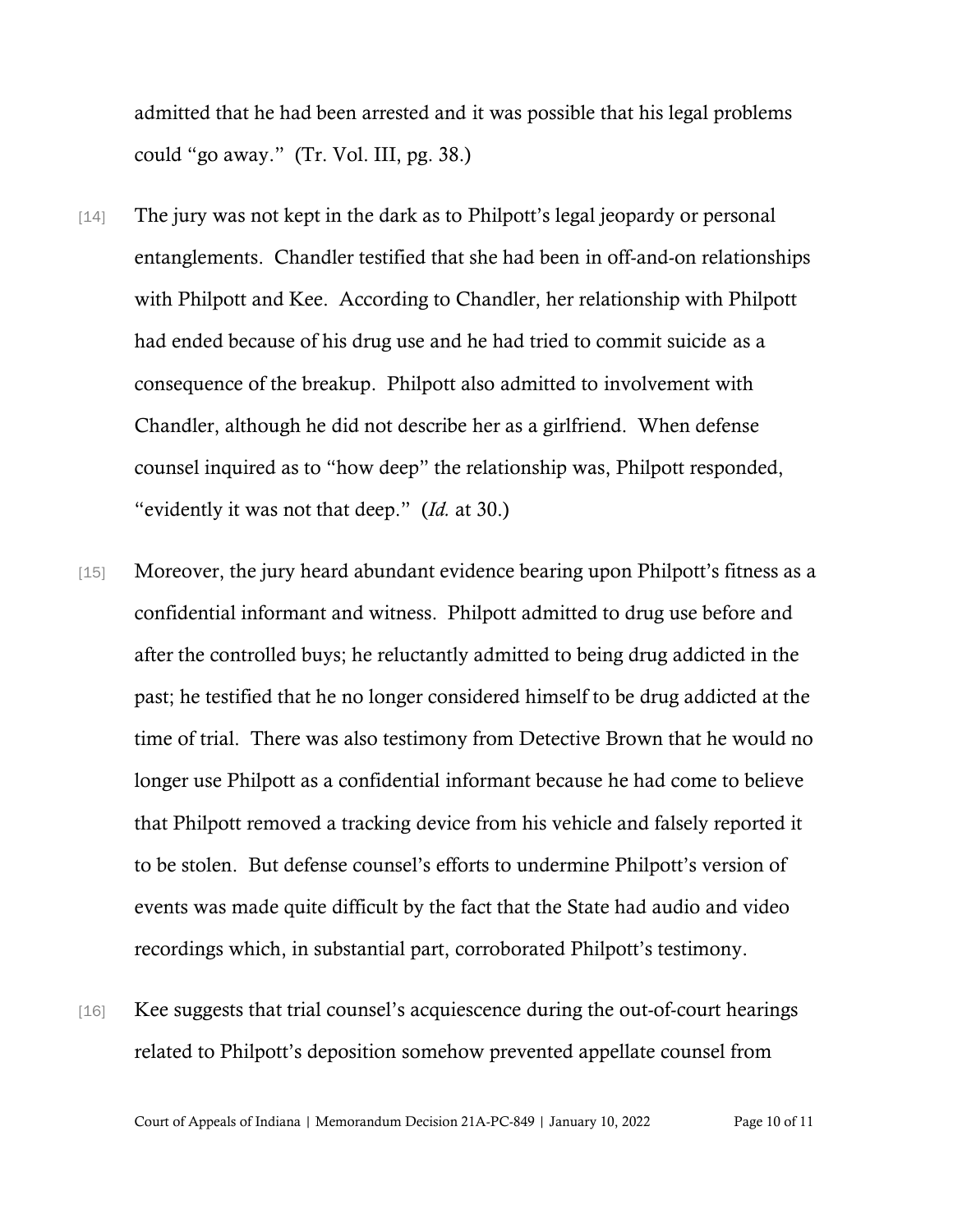admitted that he had been arrested and it was possible that his legal problems could "go away." (Tr. Vol. III, pg. 38.)

[14] The jury was not kept in the dark as to Philpott's legal jeopardy or personal entanglements. Chandler testified that she had been in off-and-on relationships with Philpott and Kee. According to Chandler, her relationship with Philpott had ended because of his drug use and he had tried to commit suicide as a consequence of the breakup. Philpott also admitted to involvement with Chandler, although he did not describe her as a girlfriend. When defense counsel inquired as to "how deep" the relationship was, Philpott responded, "evidently it was not that deep." (*Id.* at 30.)

[15] Moreover, the jury heard abundant evidence bearing upon Philpott's fitness as a confidential informant and witness. Philpott admitted to drug use before and after the controlled buys; he reluctantly admitted to being drug addicted in the past; he testified that he no longer considered himself to be drug addicted at the time of trial. There was also testimony from Detective Brown that he would no longer use Philpott as a confidential informant because he had come to believe that Philpott removed a tracking device from his vehicle and falsely reported it to be stolen. But defense counsel's efforts to undermine Philpott's version of events was made quite difficult by the fact that the State had audio and video recordings which, in substantial part, corroborated Philpott's testimony.

[16] Kee suggests that trial counsel's acquiescence during the out-of-court hearings related to Philpott's deposition somehow prevented appellate counsel from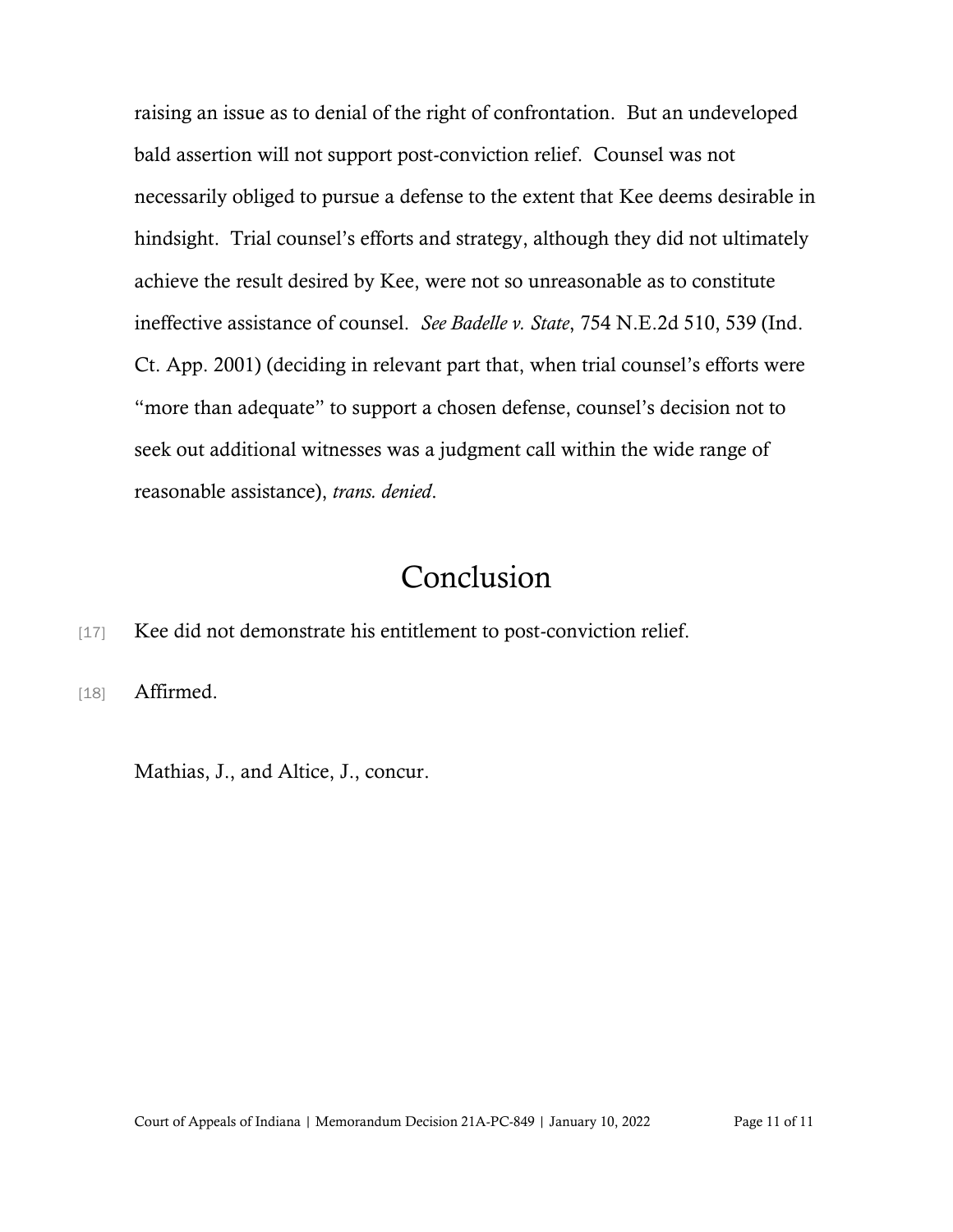raising an issue as to denial of the right of confrontation. But an undeveloped bald assertion will not support post-conviction relief. Counsel was not necessarily obliged to pursue a defense to the extent that Kee deems desirable in hindsight. Trial counsel's efforts and strategy, although they did not ultimately achieve the result desired by Kee, were not so unreasonable as to constitute ineffective assistance of counsel. *See Badelle v. State*, 754 N.E.2d 510, 539 (Ind. Ct. App. 2001) (deciding in relevant part that, when trial counsel's efforts were "more than adequate" to support a chosen defense, counsel's decision not to seek out additional witnesses was a judgment call within the wide range of reasonable assistance), *trans. denied*.

# Conclusion

[17] Kee did not demonstrate his entitlement to post-conviction relief.

[18] Affirmed.

Mathias, J., and Altice, J., concur.